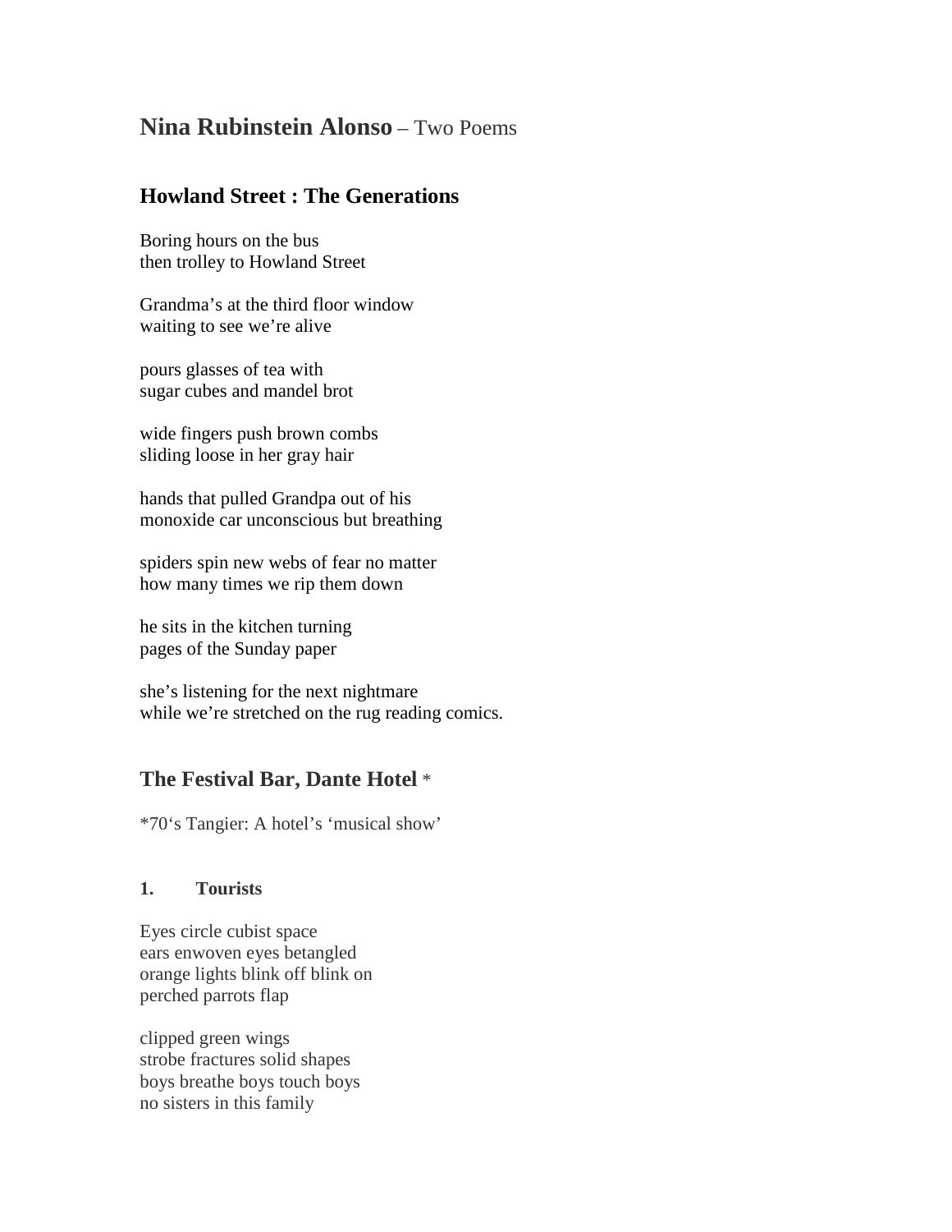# **Nina Rubinstein Alonso** – Two Poems

## Howland Street : The Generations

Boring hours on the bus  
then trolley to Howland Street

Grandma's at the third floor window  
waiting to see we're alive

pours glasses of tea with  
sugar cubes and mandel brot

wide fingers push brown combs  
sliding loose in her gray hair

hands that pulled Grandpa out of his  
monoxide car unconscious but breathing

spiders spin new webs of fear no matter  
how many times we rip them down

he sits in the kitchen turning  
pages of the Sunday paper

she's listening for the next nightmare  
while we're stretched on the rug reading comics.

## The Festival Bar, Dante Hotel *

*70's Tangier: A hotel's 'musical show'

### 1. Tourists

Eyes circle cubist space  
ears enwoven eyes betangled  
orange lights blink off blink on  
perched parrots flap

clipped green wings  
strobe fractures solid shapes  
boys breathe boys touch boys  
no sisters in this family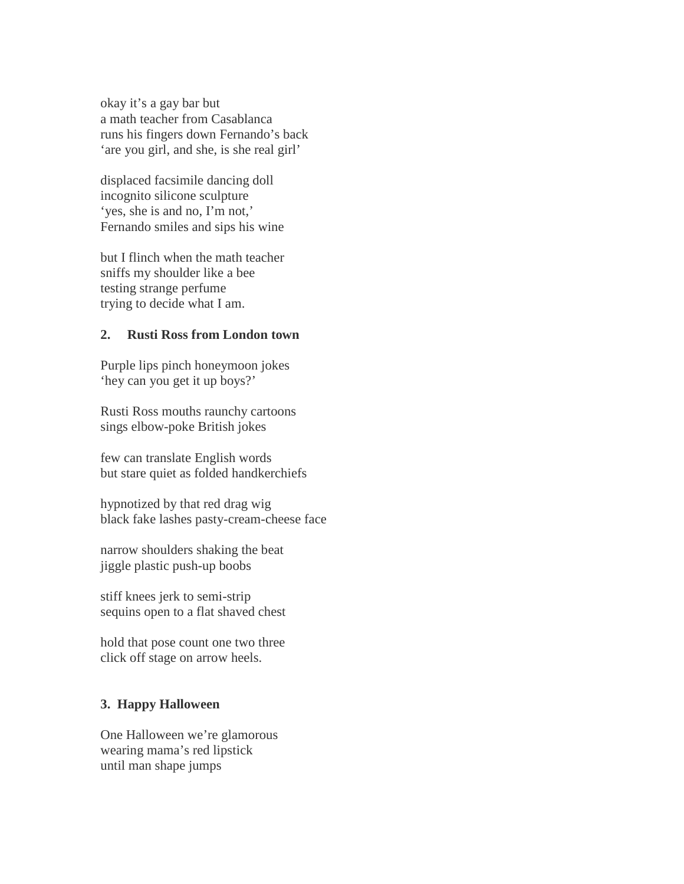okay it's a gay bar but
a math teacher from Casablanca
runs his fingers down Fernando's back
'are you girl, and she, is she real girl'

displaced facsimile dancing doll
incognito silicone sculpture
'yes, she is and no, I'm not,'
Fernando smiles and sips his wine

but I flinch when the math teacher
sniffs my shoulder like a bee
testing strange perfume
trying to decide what I am.

**2. Rusti Ross from London town**

Purple lips pinch honeymoon jokes
'hey can you get it up boys?'

Rusti Ross mouths raunchy cartoons
sings elbow-poke British jokes

few can translate English words
but stare quiet as folded handkerchiefs

hypnotized by that red drag wig
black fake lashes pasty-cream-cheese face

narrow shoulders shaking the beat
jiggle plastic push-up boobs

stiff knees jerk to semi-strip
sequins open to a flat shaved chest

hold that pose count one two three
click off stage on arrow heels.

**3. Happy Halloween**

One Halloween we're glamorous
wearing mama's red lipstick
until man shape jumps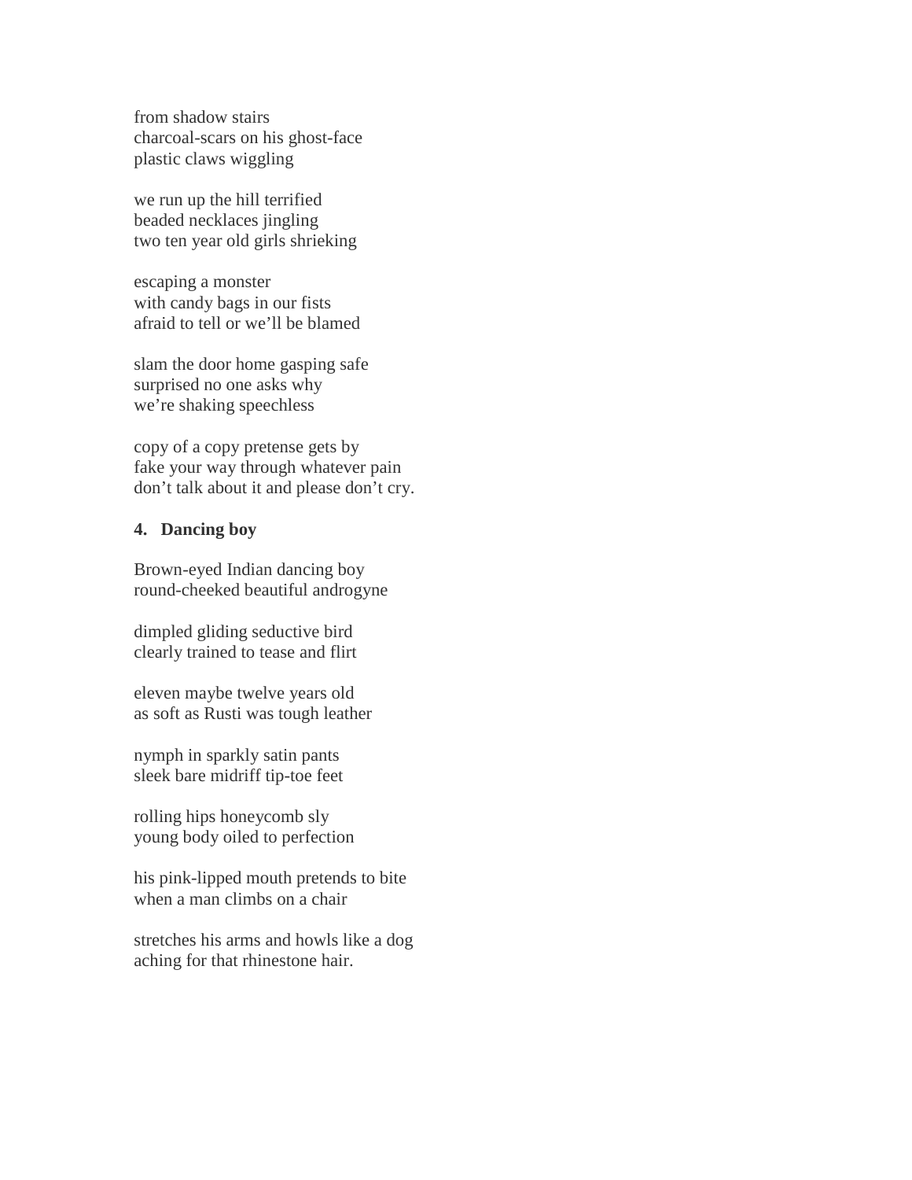from shadow stairs
charcoal-scars on his ghost-face
plastic claws wiggling

we run up the hill terrified
beaded necklaces jingling
two ten year old girls shrieking

escaping a monster
with candy bags in our fists
afraid to tell or we'll be blamed

slam the door home gasping safe
surprised no one asks why
we're shaking speechless

copy of a copy pretense gets by
fake your way through whatever pain
don't talk about it and please don't cry.

### 4. Dancing boy

Brown-eyed Indian dancing boy
round-cheeked beautiful androgyne

dimpled gliding seductive bird
clearly trained to tease and flirt

eleven maybe twelve years old
as soft as Rusti was tough leather

nymph in sparkly satin pants
sleek bare midriff tip-toe feet

rolling hips honeycomb sly
young body oiled to perfection

his pink-lipped mouth pretends to bite
when a man climbs on a chair

stretches his arms and howls like a dog
aching for that rhinestone hair.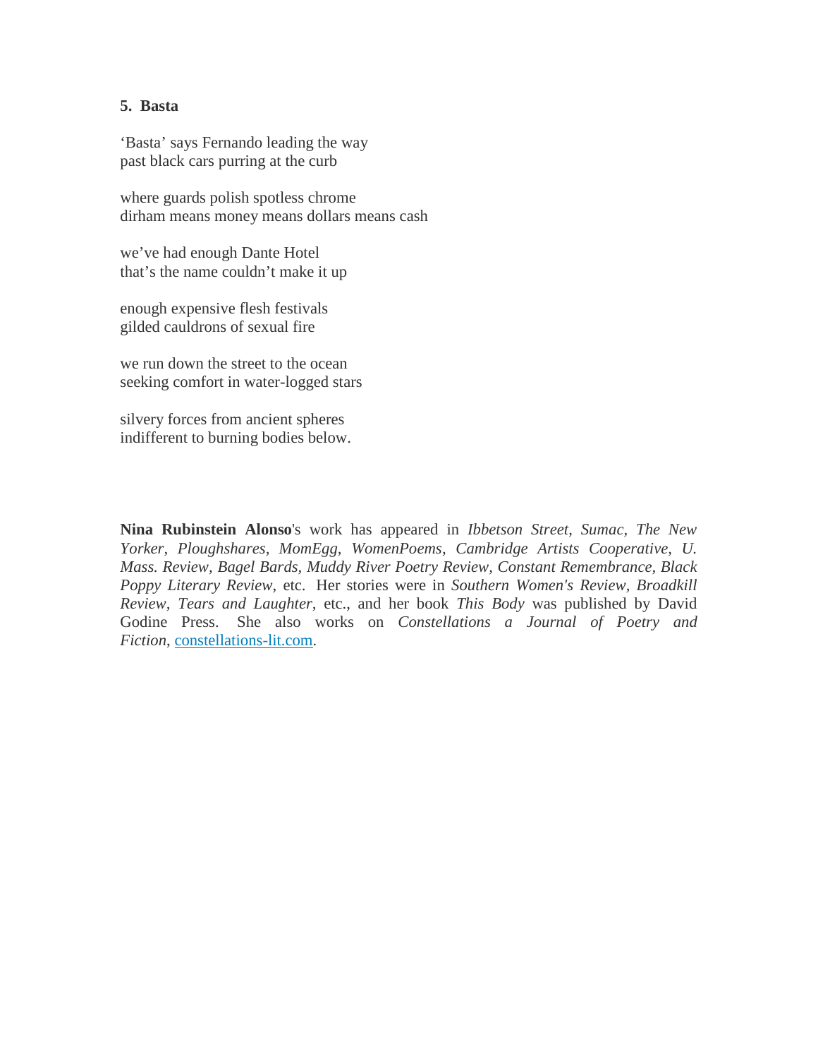**5. Basta**

‘Basta’ says Fernando leading the way
past black cars purring at the curb

where guards polish spotless chrome
dirham means money means dollars means cash

we’ve had enough Dante Hotel
that’s the name couldn’t make it up

enough expensive flesh festivals
gilded cauldrons of sexual fire

we run down the street to the ocean
seeking comfort in water-logged stars

silvery forces from ancient spheres
indifferent to burning bodies below.

**Nina Rubinstein Alonso**'s work has appeared in *Ibbetson Street*, *Sumac*, *The New Yorker*, *Ploughshares*, *MomEgg*, *WomenPoems*, *Cambridge Artists Cooperative*, *U. Mass. Review*, *Bagel Bards*, *Muddy River Poetry Review*, *Constant Remembrance*, *Black Poppy Literary Review*, etc. Her stories were in *Southern Women's Review*, *Broadkill Review*, *Tears and Laughter*, etc., and her book *This Body* was published by David Godine Press. She also works on *Constellations a Journal of Poetry and Fiction*, constellations-lit.com.